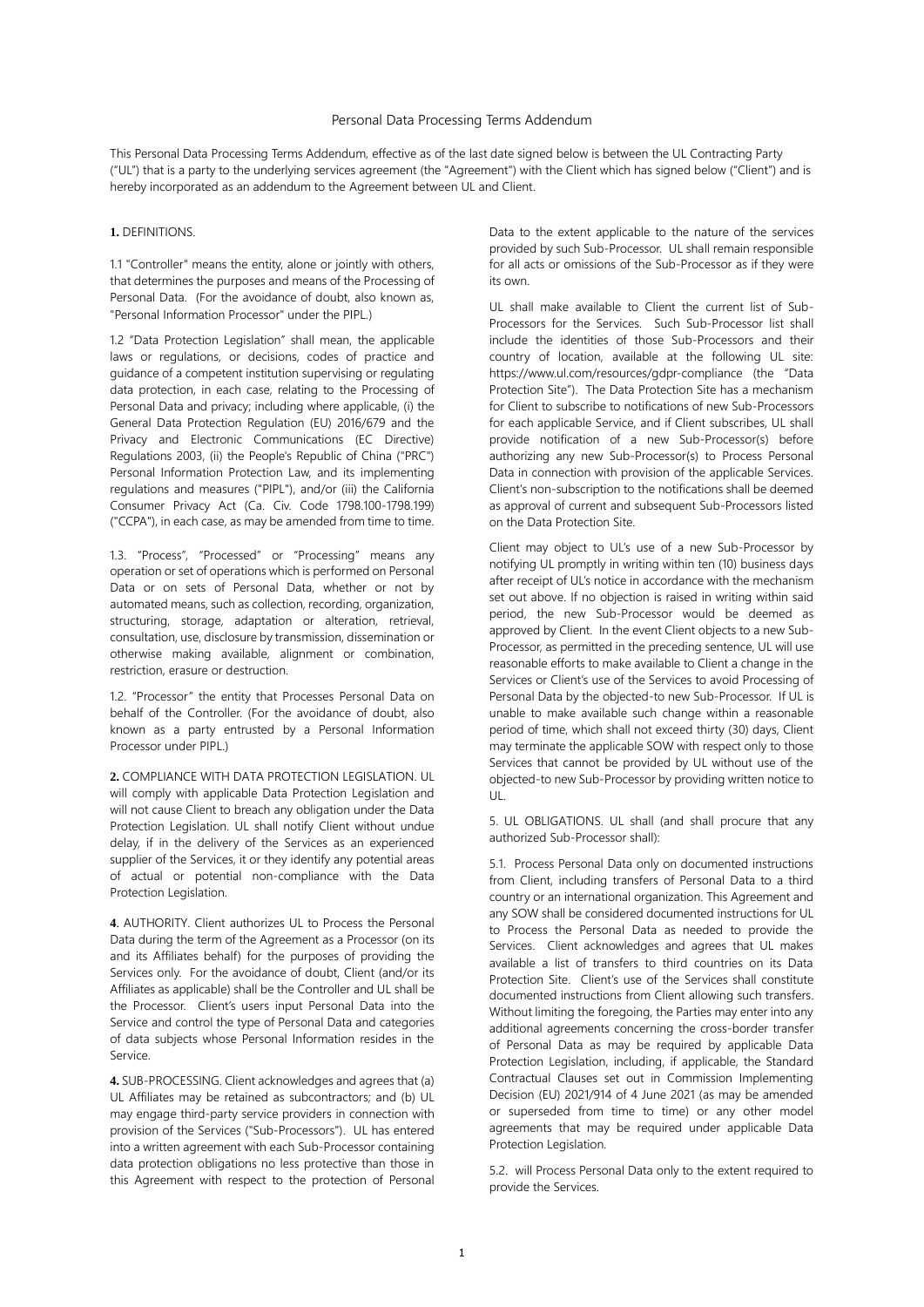# Personal Data Processing Terms Addendum

This Personal Data Processing Terms Addendum, effective as of the last date signed below is between the UL Contracting Party ("UL") that is a party to the underlying services agreement (the "Agreement") with the Client which has signed below ("Client") and is hereby incorporated as an addendum to the Agreement between UL and Client.

**1.** DEFINITIONS.

1.1 "Controller" means the entity, alone or jointly with others, that determines the purposes and means of the Processing of Personal Data. (For the avoidance of doubt, also known as, "Personal Information Processor" under the PIPL.)

1.2 "Data Protection Legislation" shall mean, the applicable laws or regulations, or decisions, codes of practice and guidance of a competent institution supervising or regulating data protection, in each case, relating to the Processing of Personal Data and privacy; including where applicable, (i) the General Data Protection Regulation (EU) 2016/679 and the Privacy and Electronic Communications (EC Directive) Regulations 2003, (ii) the People's Republic of China ("PRC") Personal Information Protection Law, and its implementing regulations and measures ("PIPL"), and/or (iii) the California Consumer Privacy Act (Ca. Civ. Code 1798.100-1798.199) ("CCPA"), in each case, as may be amended from time to time.

1.3. "Process", "Processed" or "Processing" means any operation or set of operations which is performed on Personal Data or on sets of Personal Data, whether or not by automated means, such as collection, recording, organization, structuring, storage, adaptation or alteration, retrieval, consultation, use, disclosure by transmission, dissemination or otherwise making available, alignment or combination, restriction, erasure or destruction.

1.2. "Processor" the entity that Processes Personal Data on behalf of the Controller. (For the avoidance of doubt, also known as a party entrusted by a Personal Information Processor under PIPL.)

**2.** COMPLIANCE WITH DATA PROTECTION LEGISLATION. UL will comply with applicable Data Protection Legislation and will not cause Client to breach any obligation under the Data Protection Legislation. UL shall notify Client without undue delay, if in the delivery of the Services as an experienced supplier of the Services, it or they identify any potential areas of actual or potential non-compliance with the Data Protection Legislation.

**4**. AUTHORITY. Client authorizes UL to Process the Personal Data during the term of the Agreement as a Processor (on its and its Affiliates behalf) for the purposes of providing the Services only. For the avoidance of doubt, Client (and/or its Affiliates as applicable) shall be the Controller and UL shall be the Processor. Client's users input Personal Data into the Service and control the type of Personal Data and categories of data subjects whose Personal Information resides in the Service.

**4.** SUB-PROCESSING. Client acknowledges and agrees that (a) UL Affiliates may be retained as subcontractors; and (b) UL may engage third-party service providers in connection with provision of the Services ("Sub-Processors"). UL has entered into a written agreement with each Sub-Processor containing data protection obligations no less protective than those in this Agreement with respect to the protection of Personal Data to the extent applicable to the nature of the services provided by such Sub-Processor. UL shall remain responsible for all acts or omissions of the Sub-Processor as if they were its own.

UL shall make available to Client the current list of Sub-Processors for the Services. Such Sub-Processor list shall include the identities of those Sub-Processors and their country of location, available at the following UL site: https://www.ul.com/resources/gdpr-compliance (the "Data Protection Site"). The Data Protection Site has a mechanism for Client to subscribe to notifications of new Sub-Processors for each applicable Service, and if Client subscribes, UL shall provide notification of a new Sub-Processor(s) before authorizing any new Sub-Processor(s) to Process Personal Data in connection with provision of the applicable Services. Client's non-subscription to the notifications shall be deemed as approval of current and subsequent Sub-Processors listed on the Data Protection Site.

Client may object to UL's use of a new Sub-Processor by notifying UL promptly in writing within ten (10) business days after receipt of UL's notice in accordance with the mechanism set out above. If no objection is raised in writing within said period, the new Sub-Processor would be deemed as approved by Client. In the event Client objects to a new Sub-Processor, as permitted in the preceding sentence, UL will use reasonable efforts to make available to Client a change in the Services or Client's use of the Services to avoid Processing of Personal Data by the objected-to new Sub-Processor. If UL is unable to make available such change within a reasonable period of time, which shall not exceed thirty (30) days, Client may terminate the applicable SOW with respect only to those Services that cannot be provided by UL without use of the objected-to new Sub-Processor by providing written notice to UL.

5. UL OBLIGATIONS. UL shall (and shall procure that any authorized Sub-Processor shall):

5.1. Process Personal Data only on documented instructions from Client, including transfers of Personal Data to a third country or an international organization. This Agreement and any SOW shall be considered documented instructions for UL to Process the Personal Data as needed to provide the Services. Client acknowledges and agrees that UL makes available a list of transfers to third countries on its Data Protection Site. Client's use of the Services shall constitute documented instructions from Client allowing such transfers. Without limiting the foregoing, the Parties may enter into any additional agreements concerning the cross-border transfer of Personal Data as may be required by applicable Data Protection Legislation, including, if applicable, the Standard Contractual Clauses set out in Commission Implementing Decision (EU) 2021/914 of 4 June 2021 (as may be amended or superseded from time to time) or any other model agreements that may be required under applicable Data Protection Legislation.

5.2. will Process Personal Data only to the extent required to provide the Services.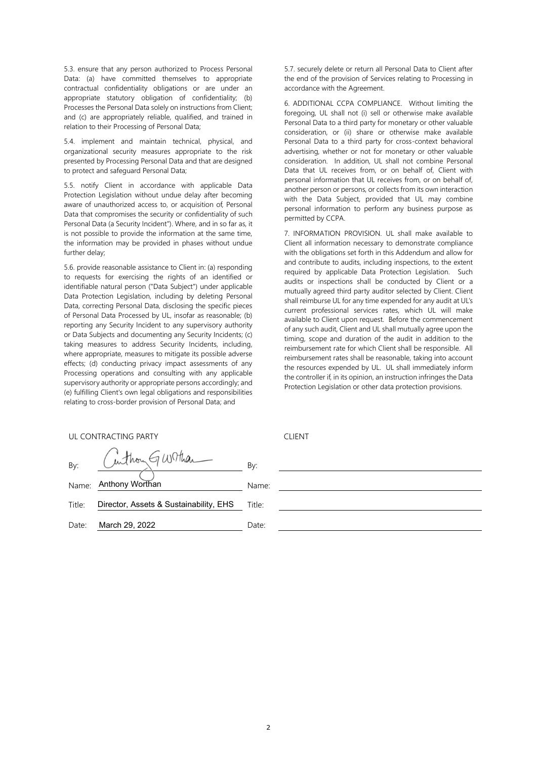5.3. ensure that any person authorized to Process Personal Data: (a) have committed themselves to appropriate contractual confidentiality obligations or are under an appropriate statutory obligation of confidentiality; (b) Processes the Personal Data solely on instructions from Client; and (c) are appropriately reliable, qualified, and trained in relation to their Processing of Personal Data;

5.4. implement and maintain technical, physical, and organizational security measures appropriate to the risk presented by Processing Personal Data and that are designed to protect and safeguard Personal Data;

5.5. notify Client in accordance with applicable Data Protection Legislation without undue delay after becoming aware of unauthorized access to, or acquisition of, Personal Data that compromises the security or confidentiality of such Personal Data (a Security Incident"). Where, and in so far as, it is not possible to provide the information at the same time, the information may be provided in phases without undue further delay;

5.6. provide reasonable assistance to Client in: (a) responding to requests for exercising the rights of an identified or identifiable natural person ("Data Subject") under applicable Data Protection Legislation, including by deleting Personal Data, correcting Personal Data, disclosing the specific pieces of Personal Data Processed by UL, insofar as reasonable; (b) reporting any Security Incident to any supervisory authority or Data Subjects and documenting any Security Incidents; (c) taking measures to address Security Incidents, including, where appropriate, measures to mitigate its possible adverse effects; (d) conducting privacy impact assessments of any Processing operations and consulting with any applicable supervisory authority or appropriate persons accordingly; and (e) fulfilling Client's own legal obligations and responsibilities relating to cross-border provision of Personal Data; and

5.7. securely delete or return all Personal Data to Client after the end of the provision of Services relating to Processing in accordance with the Agreement.

6. ADDITIONAL CCPA COMPLIANCE. Without limiting the foregoing, UL shall not (i) sell or otherwise make available Personal Data to a third party for monetary or other valuable consideration, or (ii) share or otherwise make available Personal Data to a third party for cross-context behavioral advertising, whether or not for monetary or other valuable consideration. In addition, UL shall not combine Personal Data that UL receives from, or on behalf of, Client with personal information that UL receives from, or on behalf of, another person or persons, or collects from its own interaction with the Data Subject, provided that UL may combine personal information to perform any business purpose as permitted by CCPA.

7. INFORMATION PROVISION. UL shall make available to Client all information necessary to demonstrate compliance with the obligations set forth in this Addendum and allow for and contribute to audits, including inspections, to the extent required by applicable Data Protection Legislation. Such audits or inspections shall be conducted by Client or a mutually agreed third party auditor selected by Client. Client shall reimburse UL for any time expended for any audit at UL's current professional services rates, which UL will make available to Client upon request. Before the commencement of any such audit, Client and UL shall mutually agree upon the timing, scope and duration of the audit in addition to the reimbursement rate for which Client shall be responsible. All reimbursement rates shall be reasonable, taking into account the resources expended by UL. UL shall immediately inform the controller if, in its opinion, an instruction infringes the Data Protection Legislation or other data protection provisions.

| UL CONTRACTING PARTY | | CLIENT | |
| --- | --- | --- | --- |
| By: | Anthony G Worthan | By: | |
| Name: | Anthony Worthan | Name: | |
| Title: | Director, Assets & Sustainability, EHS | Title: | |
| Date: | March 29, 2022 | Date: | |